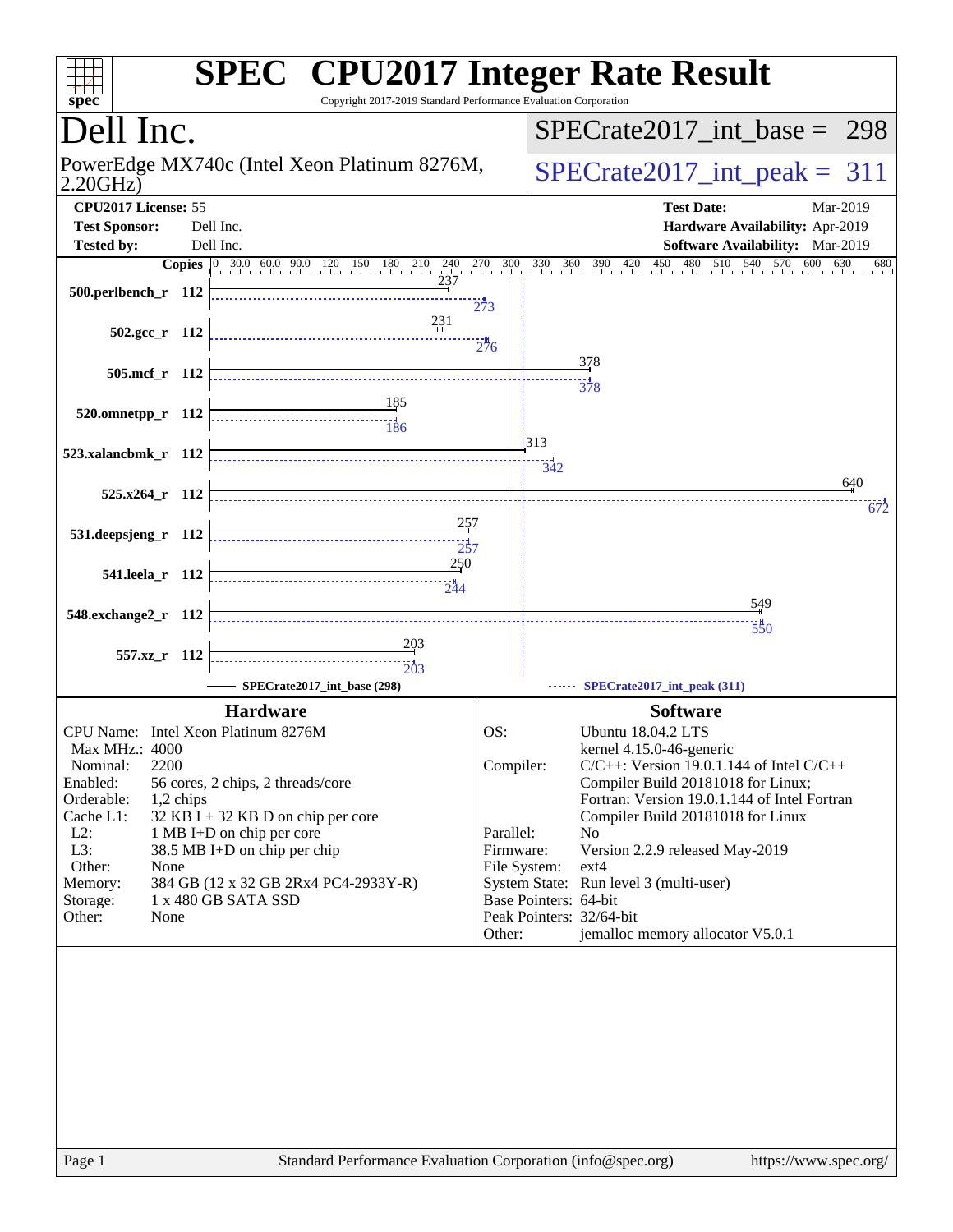# SPEC CPU2017 Integer Rate Result

Copyright 2017-2019 Standard Performance Evaluation Corporation

## Dell Inc.

PowerEdge MX740c (Intel Xeon Platinum 8276M, 2.20GHz)

SPECrate2017_int_base = 298

SPECrate2017_int_peak = 311

**CPU2017 License:** 55
**Test Sponsor:** Dell Inc.
**Tested by:** Dell Inc.

**Test Date:** Mar-2019
**Hardware Availability:** Apr-2019
**Software Availability:** Mar-2019

| Benchmark | Copies | Base | Peak |
|---|---|---|---|
| 500.perlbench_r | 112 | 237 | 273 |
| 502.gcc_r | 112 | 231 | 276 |
| 505.mcf_r | 112 | 378 | 378 |
| 520.omnetpp_r | 112 | 185 | 186 |
| 523.xalancbmk_r | 112 | 313 | 342 |
| 525.x264_r | 112 | 640 | 672 |
| 531.deepsjeng_r | 112 | 257 | 257 |
| 541.leela_r | 112 | 250 | 244 |
| 548.exchange2_r | 112 | 549 | 550 |
| 557.xz_r | 112 | 203 | 203 |

SPECrate2017_int_base (298) — SPECrate2017_int_peak (311)

### Hardware

| | |
|---|---|
| CPU Name: | Intel Xeon Platinum 8276M |
| Max MHz.: | 4000 |
| Nominal: | 2200 |
| Enabled: | 56 cores, 2 chips, 2 threads/core |
| Orderable: | 1,2 chips |
| Cache L1: | 32 KB I + 32 KB D on chip per core |
| L2: | 1 MB I+D on chip per core |
| L3: | 38.5 MB I+D on chip per chip |
| Other: | None |
| Memory: | 384 GB (12 x 32 GB 2Rx4 PC4-2933Y-R) |
| Storage: | 1 x 480 GB SATA SSD |
| Other: | None |

### Software

| | |
|---|---|
| OS: | Ubuntu 18.04.2 LTS<br>kernel 4.15.0-46-generic |
| Compiler: | C/C++: Version 19.0.1.144 of Intel C/C++ Compiler Build 20181018 for Linux;<br>Fortran: Version 19.0.1.144 of Intel Fortran Compiler Build 20181018 for Linux |
| Parallel: | No |
| Firmware: | Version 2.2.9 released May-2019 |
| File System: | ext4 |
| System State: | Run level 3 (multi-user) |
| Base Pointers: | 64-bit |
| Peak Pointers: | 32/64-bit |
| Other: | jemalloc memory allocator V5.0.1 |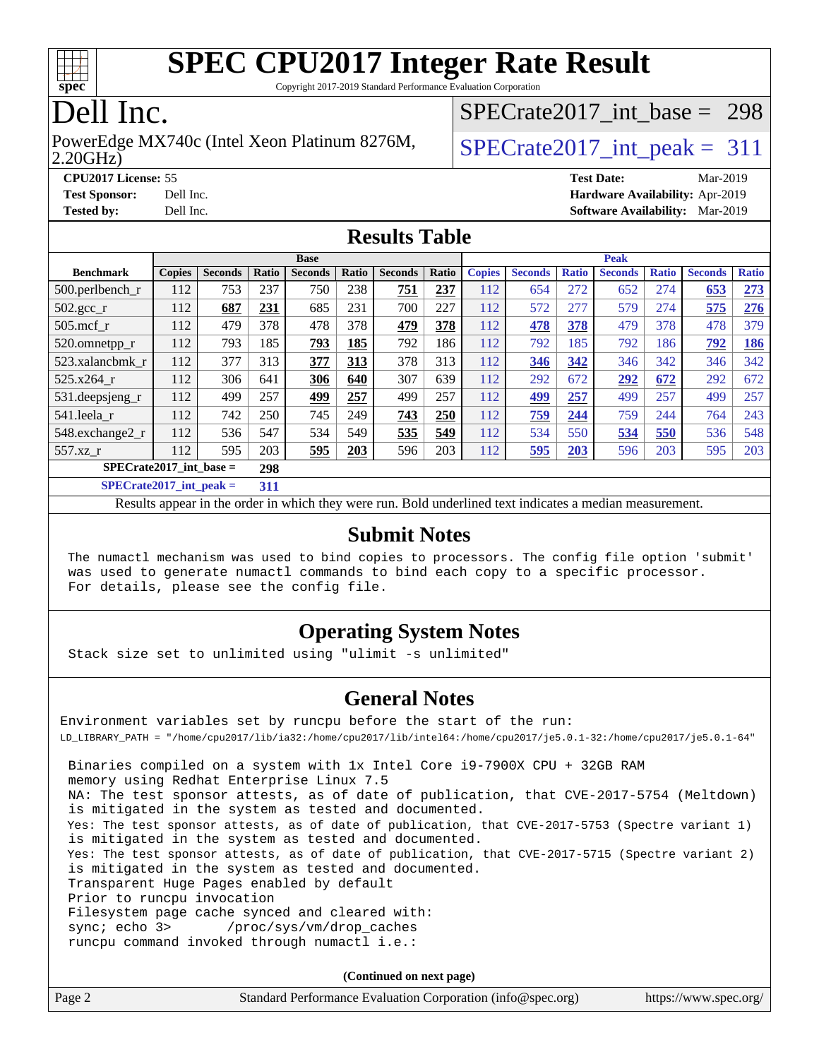# SPEC CPU2017 Integer Rate Result

Copyright 2017-2019 Standard Performance Evaluation Corporation

# Dell Inc.

PowerEdge MX740c (Intel Xeon Platinum 8276M, 2.20GHz)

SPECrate2017_int_base = 298

SPECrate2017_int_peak = 311

**CPU2017 License:** 55
**Test Sponsor:** Dell Inc.
**Tested by:** Dell Inc.

**Test Date:** Mar-2019
**Hardware Availability:** Apr-2019
**Software Availability:** Mar-2019

## Results Table

| | Base | | | | | | | Peak | | | | | | |
|---|---|---|---|---|---|---|---|---|---|---|---|---|---|---|
| **Benchmark** | **Copies** | **Seconds** | **Ratio** | **Seconds** | **Ratio** | **Seconds** | **Ratio** | **Copies** | **Seconds** | **Ratio** | **Seconds** | **Ratio** | **Seconds** | **Ratio** |
| 500.perlbench_r | 112 | 753 | 237 | 750 | 238 | **751** | **237** | 112 | 654 | 272 | 652 | 274 | **653** | **273** |
| 502.gcc_r | 112 | **687** | **231** | 685 | 231 | 700 | 227 | 112 | 572 | 277 | 579 | 274 | **575** | **276** |
| 505.mcf_r | 112 | 479 | 378 | 478 | 378 | **479** | **378** | 112 | **478** | **378** | 479 | 378 | 478 | 379 |
| 520.omnetpp_r | 112 | 793 | 185 | **793** | **185** | 792 | 186 | 112 | 792 | 185 | 792 | 186 | **792** | **186** |
| 523.xalancbmk_r | 112 | 377 | 313 | **377** | **313** | 378 | 313 | 112 | **346** | **342** | 346 | 342 | 346 | 342 |
| 525.x264_r | 112 | 306 | 641 | **306** | **640** | 307 | 639 | 112 | 292 | 672 | **292** | **672** | 292 | 672 |
| 531.deepsjeng_r | 112 | 499 | 257 | **499** | **257** | 499 | 257 | 112 | **499** | **257** | 499 | 257 | 499 | 257 |
| 541.leela_r | 112 | 742 | 250 | 745 | 249 | **743** | **250** | 112 | **759** | **244** | 759 | 244 | 764 | 243 |
| 548.exchange2_r | 112 | 536 | 547 | 534 | 549 | **535** | **549** | 112 | 534 | 550 | **534** | **550** | 536 | 548 |
| 557.xz_r | 112 | 595 | 203 | **595** | **203** | 596 | 203 | 112 | **595** | **203** | 596 | 203 | 595 | 203 |

**SPECrate2017_int_base = 298**

**SPECrate2017_int_peak = 311**

Results appear in the order in which they were run. Bold underlined text indicates a median measurement.

## Submit Notes

```
The numactl mechanism was used to bind copies to processors. The config file option 'submit'
was used to generate numactl commands to bind each copy to a specific processor.
For details, please see the config file.
```

## Operating System Notes

```
Stack size set to unlimited using "ulimit -s unlimited"
```

## General Notes

```
Environment variables set by runcpu before the start of the run:
LD_LIBRARY_PATH = "/home/cpu2017/lib/ia32:/home/cpu2017/lib/intel64:/home/cpu2017/je5.0.1-32:/home/cpu2017/je5.0.1-64"

 Binaries compiled on a system with 1x Intel Core i9-7900X CPU + 32GB RAM
 memory using Redhat Enterprise Linux 7.5
 NA: The test sponsor attests, as of date of publication, that CVE-2017-5754 (Meltdown)
 is mitigated in the system as tested and documented.
 Yes: The test sponsor attests, as of date of publication, that CVE-2017-5753 (Spectre variant 1)
 is mitigated in the system as tested and documented.
 Yes: The test sponsor attests, as of date of publication, that CVE-2017-5715 (Spectre variant 2)
 is mitigated in the system as tested and documented.
 Transparent Huge Pages enabled by default
 Prior to runcpu invocation
 Filesystem page cache synced and cleared with:
 sync; echo 3>       /proc/sys/vm/drop_caches
 runcpu command invoked through numactl i.e.:
```

**(Continued on next page)**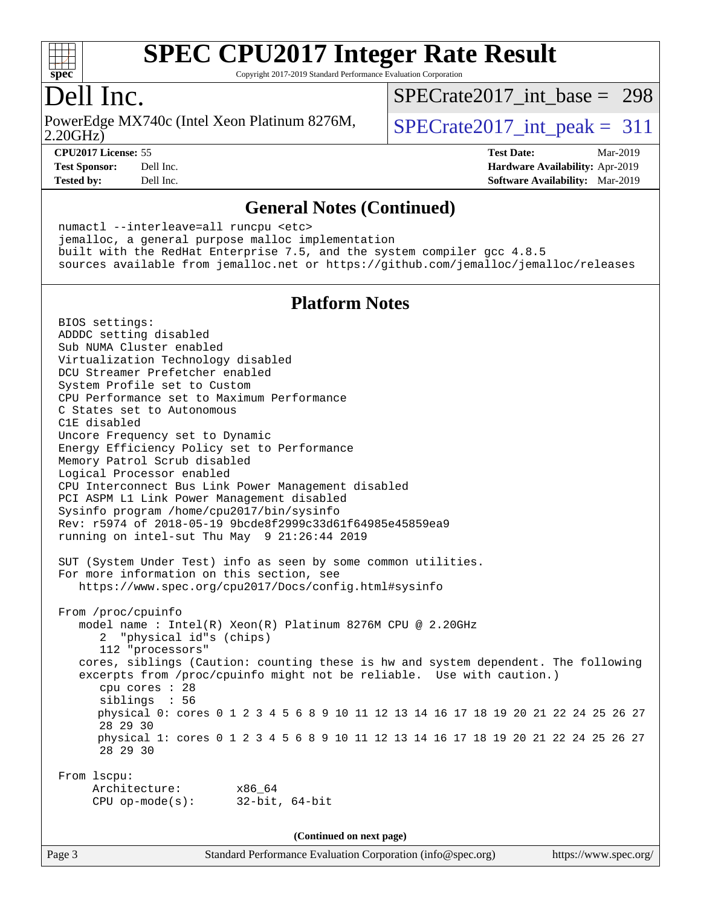# SPEC CPU2017 Integer Rate Result

Copyright 2017-2019 Standard Performance Evaluation Corporation

## Dell Inc.

PowerEdge MX740c (Intel Xeon Platinum 8276M, 2.20GHz)

SPECrate2017_int_base = 298

SPECrate2017_int_peak = 311

| | | | |
|---|---|---|---|
| **CPU2017 License:** | 55 | **Test Date:** | Mar-2019 |
| **Test Sponsor:** | Dell Inc. | **Hardware Availability:** | Apr-2019 |
| **Tested by:** | Dell Inc. | **Software Availability:** | Mar-2019 |

### General Notes (Continued)

```
numactl --interleave=all runcpu <etc>
jemalloc, a general purpose malloc implementation
built with the RedHat Enterprise 7.5, and the system compiler gcc 4.8.5
sources available from jemalloc.net or https://github.com/jemalloc/jemalloc/releases
```

### Platform Notes

```
BIOS settings:
ADDDC setting disabled
Sub NUMA Cluster enabled
Virtualization Technology disabled
DCU Streamer Prefetcher enabled
System Profile set to Custom
CPU Performance set to Maximum Performance
C States set to Autonomous
C1E disabled
Uncore Frequency set to Dynamic
Energy Efficiency Policy set to Performance
Memory Patrol Scrub disabled
Logical Processor enabled
CPU Interconnect Bus Link Power Management disabled
PCI ASPM L1 Link Power Management disabled
Sysinfo program /home/cpu2017/bin/sysinfo
Rev: r5974 of 2018-05-19 9bcde8f2999c33d61f64985e45859ea9
running on intel-sut Thu May  9 21:26:44 2019

SUT (System Under Test) info as seen by some common utilities.
For more information on this section, see
   https://www.spec.org/cpu2017/Docs/config.html#sysinfo

From /proc/cpuinfo
   model name : Intel(R) Xeon(R) Platinum 8276M CPU @ 2.20GHz
      2  "physical id"s (chips)
      112 "processors"
   cores, siblings (Caution: counting these is hw and system dependent. The following
   excerpts from /proc/cpuinfo might not be reliable.  Use with caution.)
      cpu cores : 28
      siblings  : 56
      physical 0: cores 0 1 2 3 4 5 6 8 9 10 11 12 13 14 16 17 18 19 20 21 22 24 25 26 27
      28 29 30
      physical 1: cores 0 1 2 3 4 5 6 8 9 10 11 12 13 14 16 17 18 19 20 21 22 24 25 26 27
      28 29 30

From lscpu:
     Architecture:        x86_64
     CPU op-mode(s):      32-bit, 64-bit
```

(Continued on next page)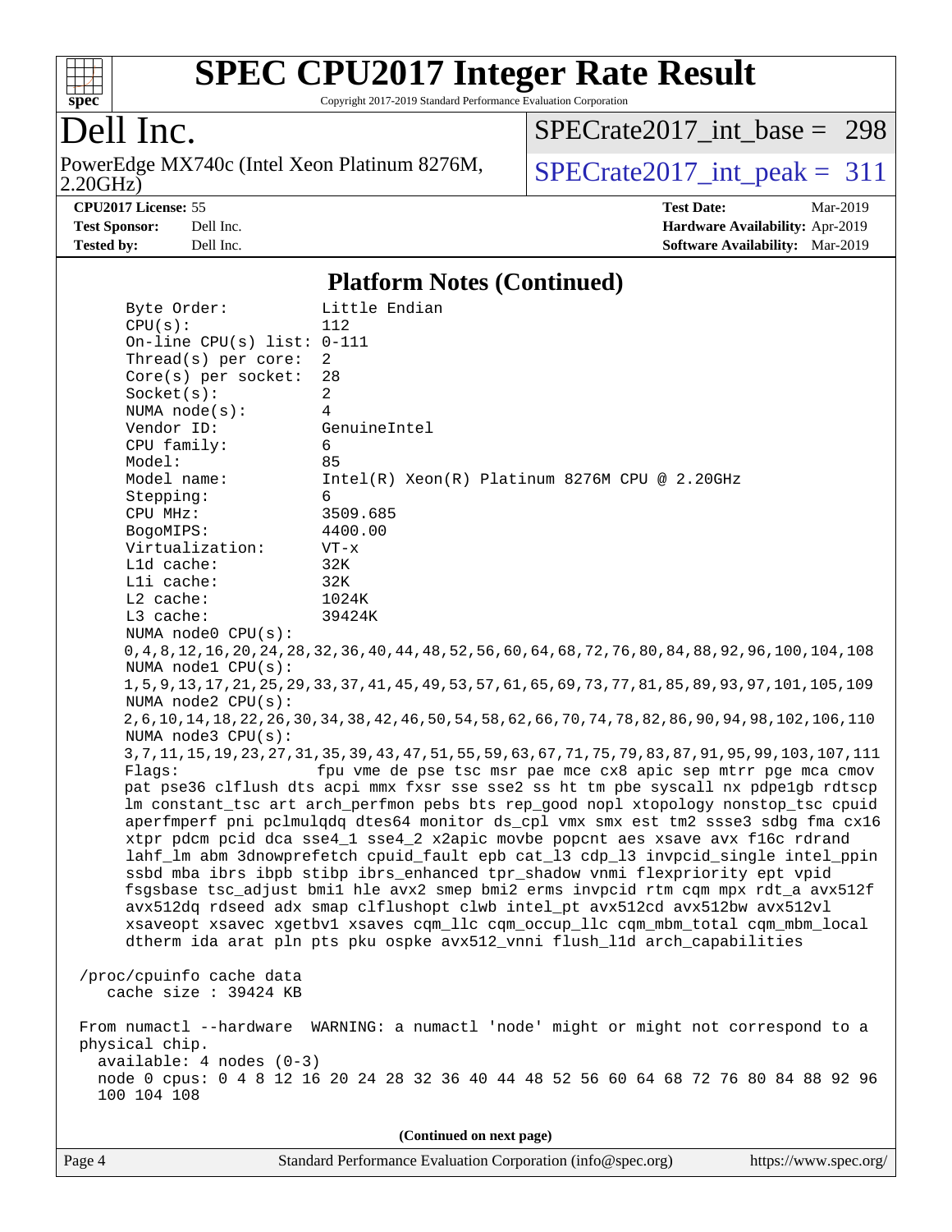## Platform Notes (Continued)

```
      Byte Order:            Little Endian
      CPU(s):                112
      On-line CPU(s) list: 0-111
      Thread(s) per core:  2
      Core(s) per socket:  28
      Socket(s):             2
      NUMA node(s):          4
      Vendor ID:             GenuineIntel
      CPU family:            6
      Model:                 85
      Model name:            Intel(R) Xeon(R) Platinum 8276M CPU @ 2.20GHz
      Stepping:              6
      CPU MHz:               3509.685
      BogoMIPS:              4400.00
      Virtualization:        VT-x
      L1d cache:             32K
      L1i cache:             32K
      L2 cache:              1024K
      L3 cache:              39424K
      NUMA node0 CPU(s):
      0,4,8,12,16,20,24,28,32,36,40,44,48,52,56,60,64,68,72,76,80,84,88,92,96,100,104,108
      NUMA node1 CPU(s):
      1,5,9,13,17,21,25,29,33,37,41,45,49,53,57,61,65,69,73,77,81,85,89,93,97,101,105,109
      NUMA node2 CPU(s):
      2,6,10,14,18,22,26,30,34,38,42,46,50,54,58,62,66,70,74,78,82,86,90,94,98,102,106,110
      NUMA node3 CPU(s):
      3,7,11,15,19,23,27,31,35,39,43,47,51,55,59,63,67,71,75,79,83,87,91,95,99,103,107,111
      Flags:                 fpu vme de pse tsc msr pae mce cx8 apic sep mtrr pge mca cmov
      pat pse36 clflush dts acpi mmx fxsr sse sse2 ss ht tm pbe syscall nx pdpe1gb rdtscp
      lm constant_tsc art arch_perfmon pebs bts rep_good nopl xtopology nonstop_tsc cpuid
      aperfmperf pni pclmulqdq dtes64 monitor ds_cpl vmx smx est tm2 ssse3 sdbg fma cx16
      xtpr pdcm pcid dca sse4_1 sse4_2 x2apic movbe popcnt aes xsave avx f16c rdrand
      lahf_lm abm 3dnowprefetch cpuid_fault epb cat_l3 cdp_l3 invpcid_single intel_ppin
      ssbd mba ibrs ibpb stibp ibrs_enhanced tpr_shadow vnmi flexpriority ept vpid
      fsgsbase tsc_adjust bmi1 hle avx2 smep bmi2 erms invpcid rtm cqm mpx rdt_a avx512f
      avx512dq rdseed adx smap clflushopt clwb intel_pt avx512cd avx512bw avx512vl
      xsaveopt xsavec xgetbv1 xsaves cqm_llc cqm_occup_llc cqm_mbm_total cqm_mbm_local
      dtherm ida arat pln pts pku ospke avx512_vnni flush_l1d arch_capabilities

  /proc/cpuinfo cache data
     cache size : 39424 KB

  From numactl --hardware  WARNING: a numactl 'node' might or might not correspond to a
  physical chip.
    available: 4 nodes (0-3)
    node 0 cpus: 0 4 8 12 16 20 24 28 32 36 40 44 48 52 56 60 64 68 72 76 80 84 88 92 96
    100 104 108
```

(Continued on next page)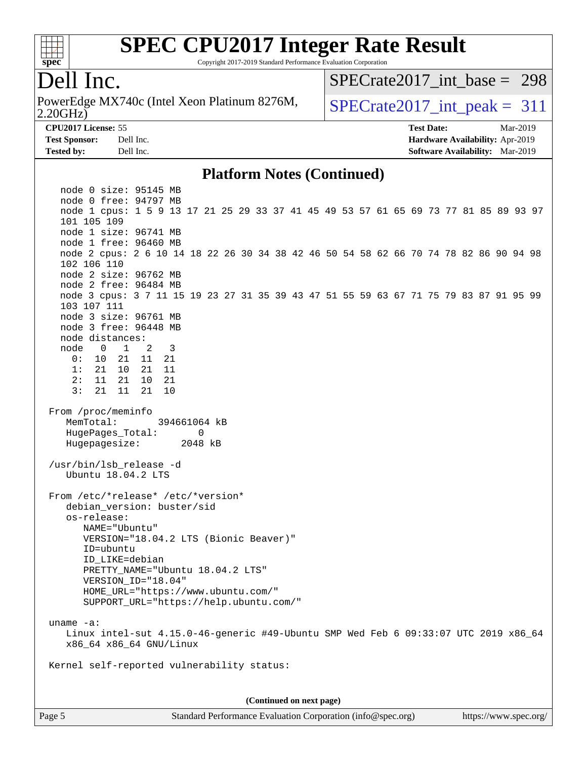## Platform Notes (Continued)

```
  node 0 size: 95145 MB
  node 0 free: 94797 MB
  node 1 cpus: 1 5 9 13 17 21 25 29 33 37 41 45 49 53 57 61 65 69 73 77 81 85 89 93 97
  101 105 109
  node 1 size: 96741 MB
  node 1 free: 96460 MB
  node 2 cpus: 2 6 10 14 18 22 26 30 34 38 42 46 50 54 58 62 66 70 74 78 82 86 90 94 98
  102 106 110
  node 2 size: 96762 MB
  node 2 free: 96484 MB
  node 3 cpus: 3 7 11 15 19 23 27 31 35 39 43 47 51 55 59 63 67 71 75 79 83 87 91 95 99
  103 107 111
  node 3 size: 96761 MB
  node 3 free: 96448 MB
  node distances:
  node   0   1   2   3
    0:  10  21  11  21
    1:  21  10  21  11
    2:  11  21  10  21
    3:  21  11  21  10

From /proc/meminfo
   MemTotal:       394661064 kB
   HugePages_Total:       0
   Hugepagesize:       2048 kB

/usr/bin/lsb_release -d
   Ubuntu 18.04.2 LTS

From /etc/*release* /etc/*version*
   debian_version: buster/sid
   os-release:
      NAME="Ubuntu"
      VERSION="18.04.2 LTS (Bionic Beaver)"
      ID=ubuntu
      ID_LIKE=debian
      PRETTY_NAME="Ubuntu 18.04.2 LTS"
      VERSION_ID="18.04"
      HOME_URL="https://www.ubuntu.com/"
      SUPPORT_URL="https://help.ubuntu.com/"

uname -a:
   Linux intel-sut 4.15.0-46-generic #49-Ubuntu SMP Wed Feb 6 09:33:07 UTC 2019 x86_64
   x86_64 x86_64 GNU/Linux

Kernel self-reported vulnerability status:
```

**(Continued on next page)**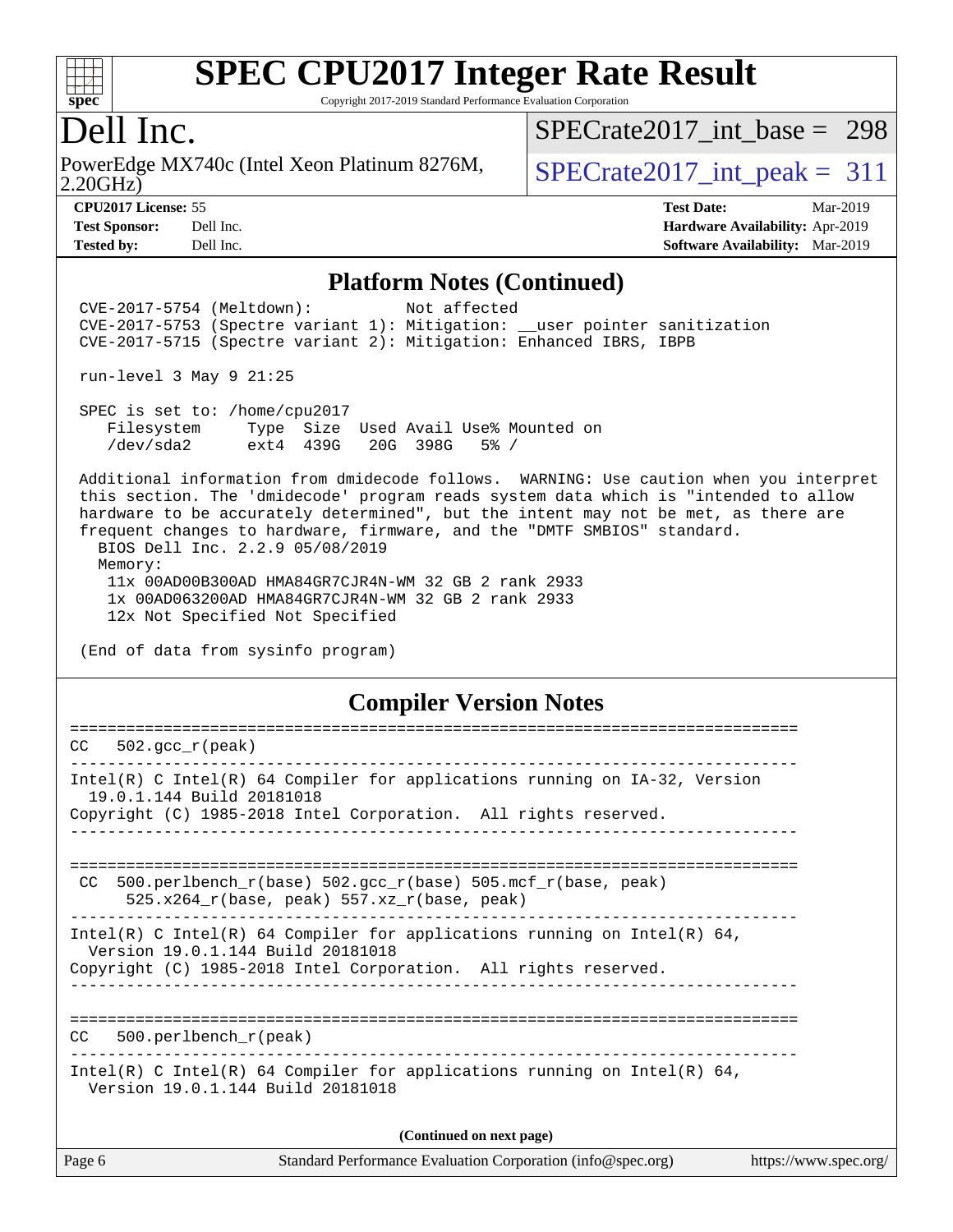## Platform Notes (Continued)

```
CVE-2017-5754 (Meltdown):          Not affected
CVE-2017-5753 (Spectre variant 1): Mitigation: __user pointer sanitization
CVE-2017-5715 (Spectre variant 2): Mitigation: Enhanced IBRS, IBPB

run-level 3 May 9 21:25

SPEC is set to: /home/cpu2017
   Filesystem     Type  Size  Used Avail Use% Mounted on
   /dev/sda2      ext4  439G   20G  398G   5% /

Additional information from dmidecode follows.  WARNING: Use caution when you interpret
this section. The 'dmidecode' program reads system data which is "intended to allow
hardware to be accurately determined", but the intent may not be met, as there are
frequent changes to hardware, firmware, and the "DMTF SMBIOS" standard.
  BIOS Dell Inc. 2.2.9 05/08/2019
  Memory:
    11x 00AD00B300AD HMA84GR7CJR4N-WM 32 GB 2 rank 2933
    1x 00AD063200AD HMA84GR7CJR4N-WM 32 GB 2 rank 2933
    12x Not Specified Not Specified

(End of data from sysinfo program)
```

## Compiler Version Notes

```
==============================================================================
CC   502.gcc_r(peak)
------------------------------------------------------------------------------
Intel(R) C Intel(R) 64 Compiler for applications running on IA-32, Version
  19.0.1.144 Build 20181018
Copyright (C) 1985-2018 Intel Corporation.  All rights reserved.
------------------------------------------------------------------------------

==============================================================================
 CC  500.perlbench_r(base) 502.gcc_r(base) 505.mcf_r(base, peak)
      525.x264_r(base, peak) 557.xz_r(base, peak)
------------------------------------------------------------------------------
Intel(R) C Intel(R) 64 Compiler for applications running on Intel(R) 64,
  Version 19.0.1.144 Build 20181018
Copyright (C) 1985-2018 Intel Corporation.  All rights reserved.
------------------------------------------------------------------------------

==============================================================================
CC   500.perlbench_r(peak)
------------------------------------------------------------------------------
Intel(R) C Intel(R) 64 Compiler for applications running on Intel(R) 64,
  Version 19.0.1.144 Build 20181018
```

(Continued on next page)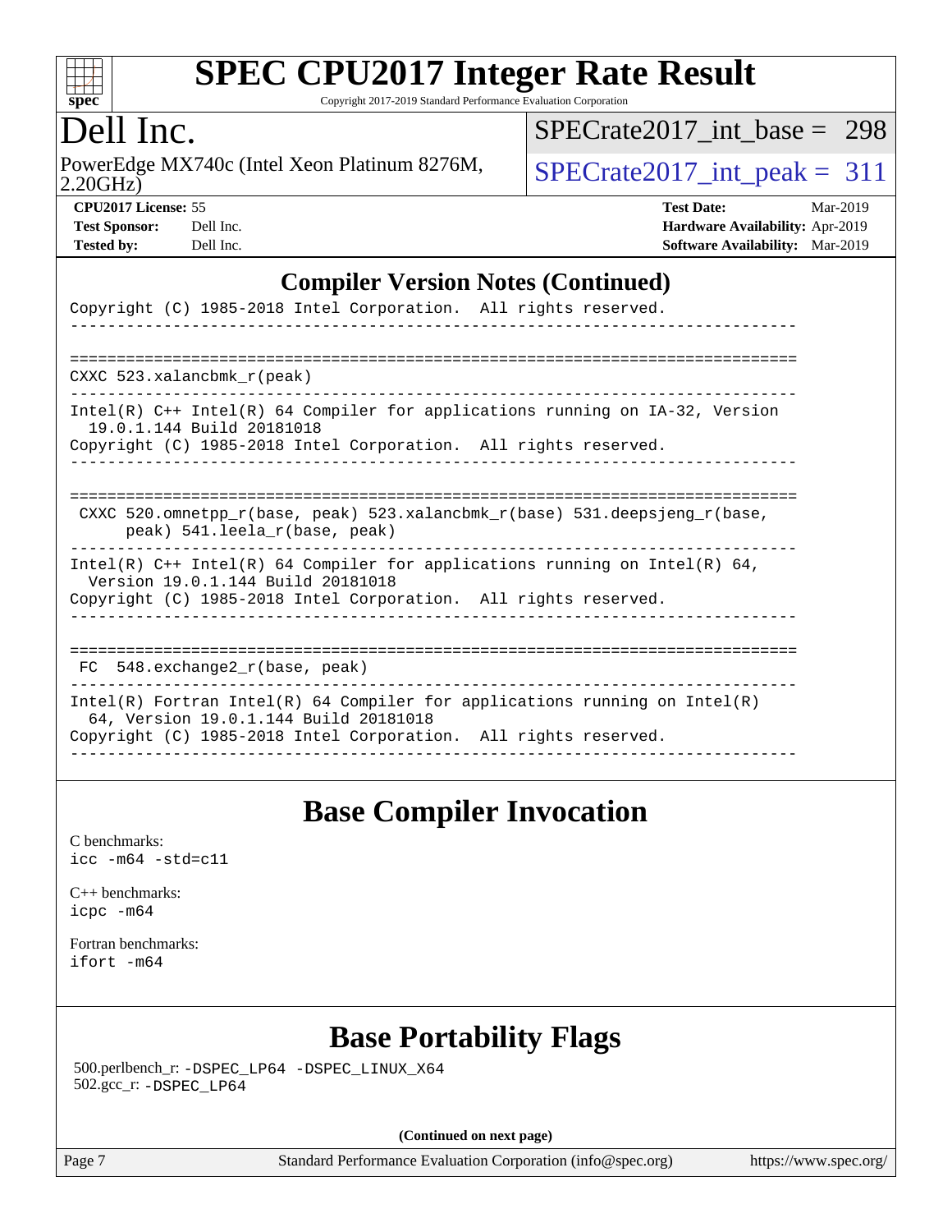## Compiler Version Notes (Continued)

```
Copyright (C) 1985-2018 Intel Corporation.  All rights reserved.
------------------------------------------------------------------------------

==============================================================================
CXXC 523.xalancbmk_r(peak)
------------------------------------------------------------------------------
Intel(R) C++ Intel(R) 64 Compiler for applications running on IA-32, Version
  19.0.1.144 Build 20181018
Copyright (C) 1985-2018 Intel Corporation.  All rights reserved.
------------------------------------------------------------------------------

==============================================================================
 CXXC 520.omnetpp_r(base, peak) 523.xalancbmk_r(base) 531.deepsjeng_r(base,
      peak) 541.leela_r(base, peak)
------------------------------------------------------------------------------
Intel(R) C++ Intel(R) 64 Compiler for applications running on Intel(R) 64,
  Version 19.0.1.144 Build 20181018
Copyright (C) 1985-2018 Intel Corporation.  All rights reserved.
------------------------------------------------------------------------------

==============================================================================
 FC  548.exchange2_r(base, peak)
------------------------------------------------------------------------------
Intel(R) Fortran Intel(R) 64 Compiler for applications running on Intel(R)
  64, Version 19.0.1.144 Build 20181018
Copyright (C) 1985-2018 Intel Corporation.  All rights reserved.
------------------------------------------------------------------------------
```

## Base Compiler Invocation

C benchmarks:
`icc -m64 -std=c11`

C++ benchmarks:
`icpc -m64`

Fortran benchmarks:
`ifort -m64`

## Base Portability Flags

500.perlbench_r: `-DSPEC_LP64 -DSPEC_LINUX_X64`
502.gcc_r: `-DSPEC_LP64`

**(Continued on next page)**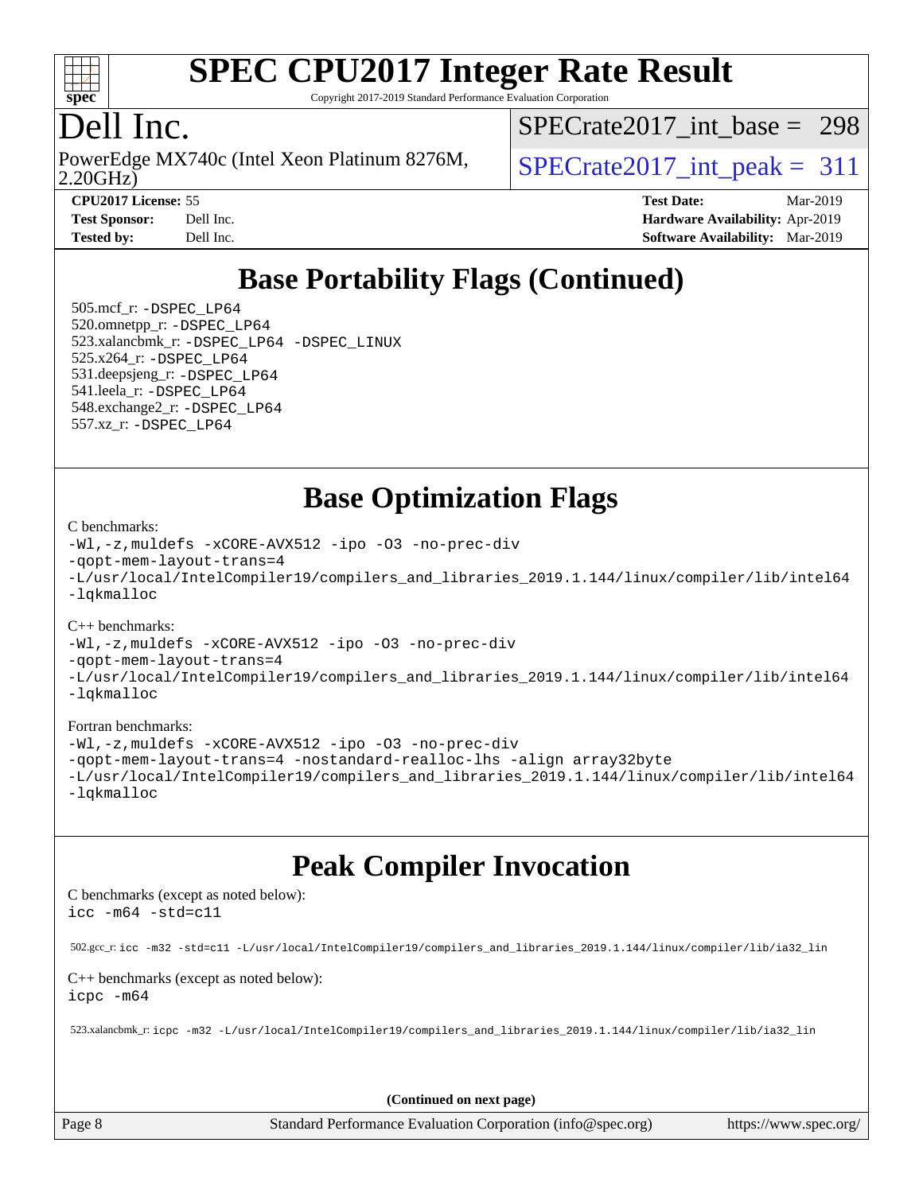# SPEC CPU2017 Integer Rate Result

Copyright 2017-2019 Standard Performance Evaluation Corporation

## Dell Inc.

PowerEdge MX740c (Intel Xeon Platinum 8276M, 2.20GHz)

SPECrate2017_int_base = 298

SPECrate2017_int_peak = 311

**CPU2017 License:** 55
**Test Sponsor:** Dell Inc.
**Tested by:** Dell Inc.

**Test Date:** Mar-2019
**Hardware Availability:** Apr-2019
**Software Availability:** Mar-2019

## Base Portability Flags (Continued)

505.mcf_r: -DSPEC_LP64
520.omnetpp_r: -DSPEC_LP64
523.xalancbmk_r: -DSPEC_LP64 -DSPEC_LINUX
525.x264_r: -DSPEC_LP64
531.deepsjeng_r: -DSPEC_LP64
541.leela_r: -DSPEC_LP64
548.exchange2_r: -DSPEC_LP64
557.xz_r: -DSPEC_LP64

## Base Optimization Flags

C benchmarks:

```
-Wl,-z,muldefs -xCORE-AVX512 -ipo -O3 -no-prec-div
-qopt-mem-layout-trans=4
-L/usr/local/IntelCompiler19/compilers_and_libraries_2019.1.144/linux/compiler/lib/intel64
-lqkmalloc
```

C++ benchmarks:

```
-Wl,-z,muldefs -xCORE-AVX512 -ipo -O3 -no-prec-div
-qopt-mem-layout-trans=4
-L/usr/local/IntelCompiler19/compilers_and_libraries_2019.1.144/linux/compiler/lib/intel64
-lqkmalloc
```

Fortran benchmarks:

```
-Wl,-z,muldefs -xCORE-AVX512 -ipo -O3 -no-prec-div
-qopt-mem-layout-trans=4 -nostandard-realloc-lhs -align array32byte
-L/usr/local/IntelCompiler19/compilers_and_libraries_2019.1.144/linux/compiler/lib/intel64
-lqkmalloc
```

## Peak Compiler Invocation

C benchmarks (except as noted below):

```
icc -m64 -std=c11
```

502.gcc_r: icc -m32 -std=c11 -L/usr/local/IntelCompiler19/compilers_and_libraries_2019.1.144/linux/compiler/lib/ia32_lin

C++ benchmarks (except as noted below):

```
icpc -m64
```

523.xalancbmk_r: icpc -m32 -L/usr/local/IntelCompiler19/compilers_and_libraries_2019.1.144/linux/compiler/lib/ia32_lin

**(Continued on next page)**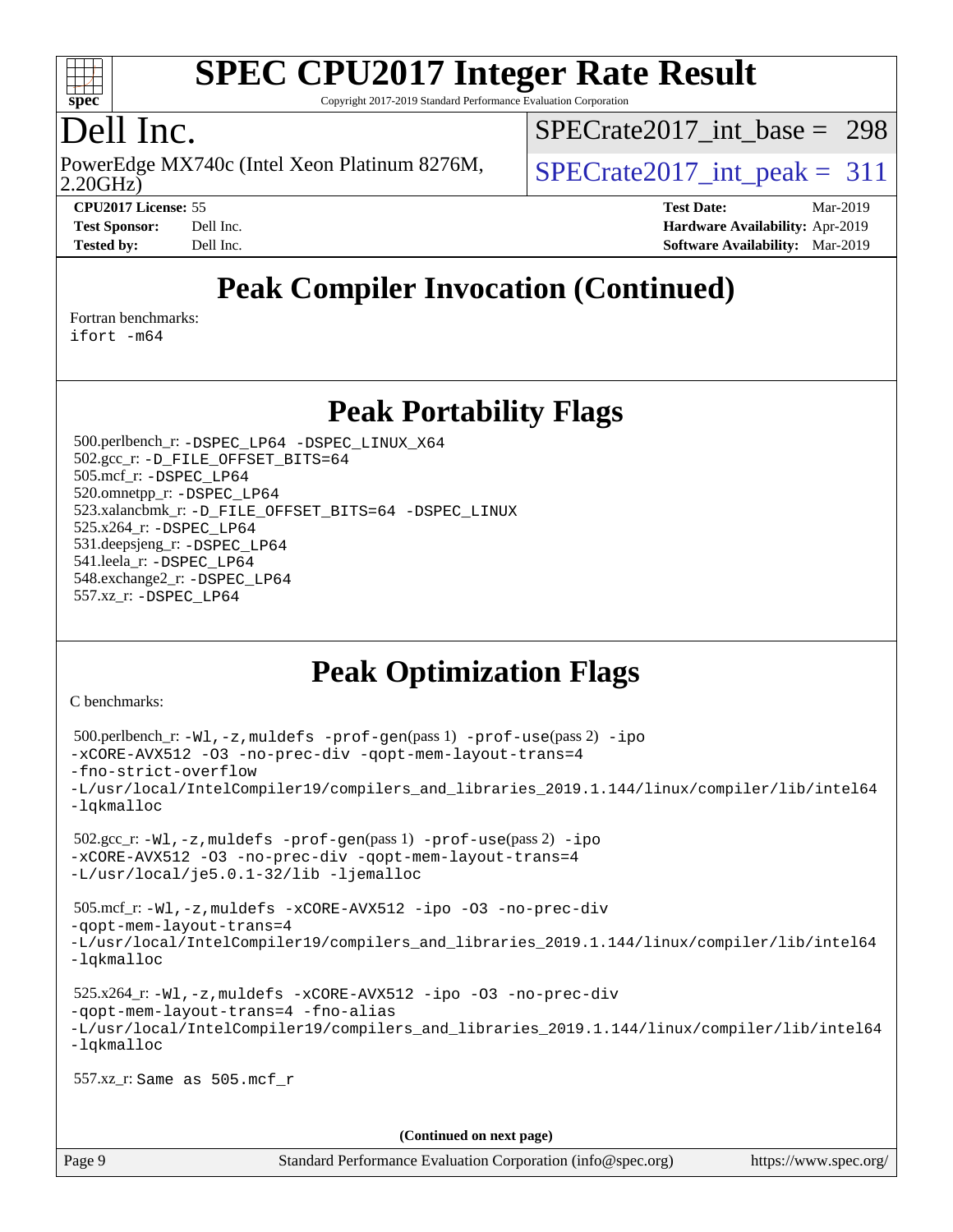# SPEC CPU2017 Integer Rate Result

Copyright 2017-2019 Standard Performance Evaluation Corporation

## Dell Inc.

PowerEdge MX740c (Intel Xeon Platinum 8276M, 2.20GHz)

SPECrate2017_int_base = 298

SPECrate2017_int_peak = 311

**CPU2017 License:** 55
**Test Sponsor:** Dell Inc.
**Tested by:** Dell Inc.

**Test Date:** Mar-2019
**Hardware Availability:** Apr-2019
**Software Availability:** Mar-2019

## Peak Compiler Invocation (Continued)

Fortran benchmarks:
```
ifort -m64
```

## Peak Portability Flags

500.perlbench_r: `-DSPEC_LP64 -DSPEC_LINUX_X64`
502.gcc_r: `-D_FILE_OFFSET_BITS=64`
505.mcf_r: `-DSPEC_LP64`
520.omnetpp_r: `-DSPEC_LP64`
523.xalancbmk_r: `-D_FILE_OFFSET_BITS=64 -DSPEC_LINUX`
525.x264_r: `-DSPEC_LP64`
531.deepsjeng_r: `-DSPEC_LP64`
541.leela_r: `-DSPEC_LP64`
548.exchange2_r: `-DSPEC_LP64`
557.xz_r: `-DSPEC_LP64`

## Peak Optimization Flags

C benchmarks:

500.perlbench_r: `-Wl,-z,muldefs -prof-gen`(pass 1) `-prof-use`(pass 2) `-ipo -xCORE-AVX512 -O3 -no-prec-div -qopt-mem-layout-trans=4 -fno-strict-overflow -L/usr/local/IntelCompiler19/compilers_and_libraries_2019.1.144/linux/compiler/lib/intel64 -lqkmalloc`

502.gcc_r: `-Wl,-z,muldefs -prof-gen`(pass 1) `-prof-use`(pass 2) `-ipo -xCORE-AVX512 -O3 -no-prec-div -qopt-mem-layout-trans=4 -L/usr/local/je5.0.1-32/lib -ljemalloc`

505.mcf_r: `-Wl,-z,muldefs -xCORE-AVX512 -ipo -O3 -no-prec-div -qopt-mem-layout-trans=4 -L/usr/local/IntelCompiler19/compilers_and_libraries_2019.1.144/linux/compiler/lib/intel64 -lqkmalloc`

525.x264_r: `-Wl,-z,muldefs -xCORE-AVX512 -ipo -O3 -no-prec-div -qopt-mem-layout-trans=4 -fno-alias -L/usr/local/IntelCompiler19/compilers_and_libraries_2019.1.144/linux/compiler/lib/intel64 -lqkmalloc`

557.xz_r: Same as 505.mcf_r

**(Continued on next page)**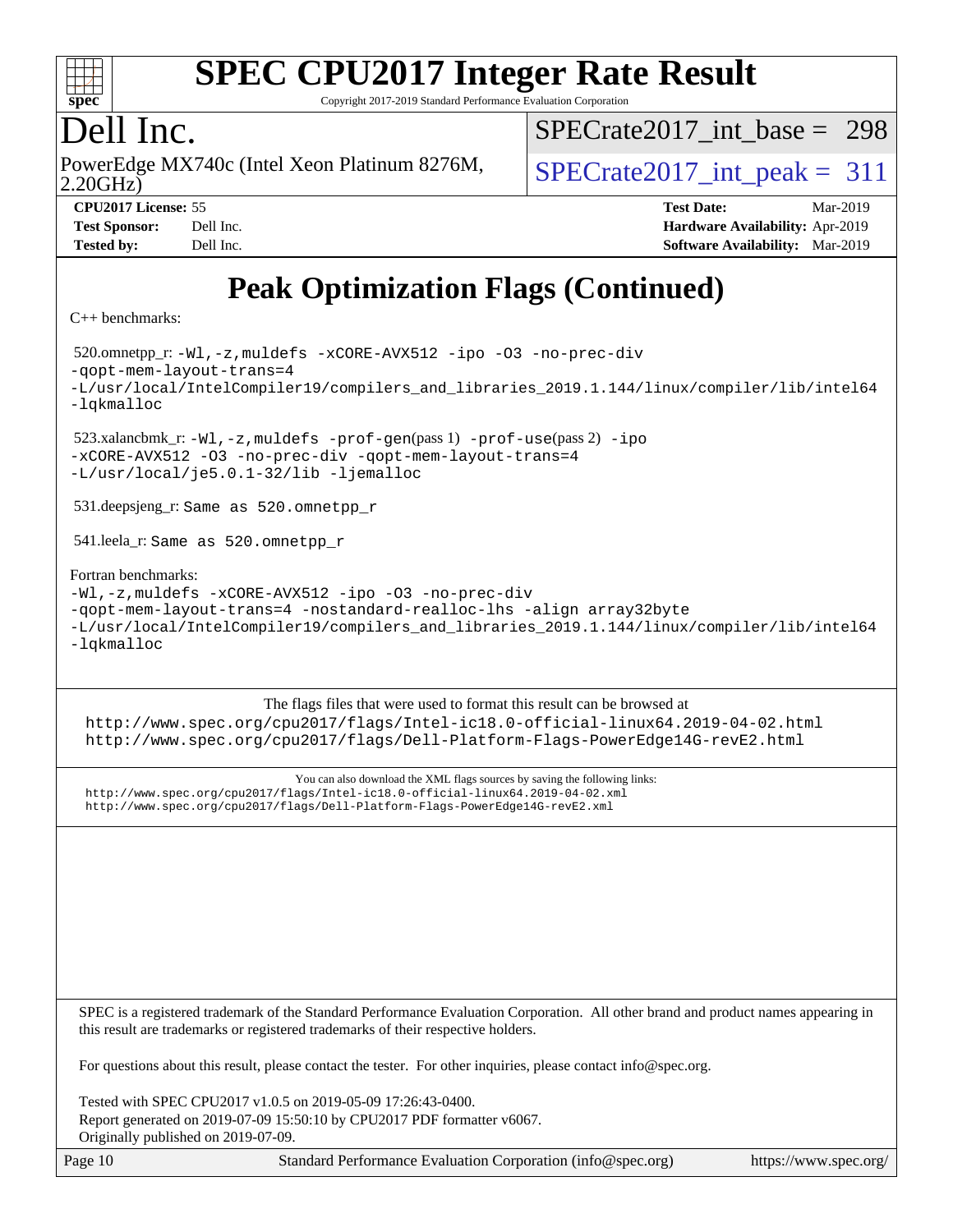# Peak Optimization Flags (Continued)

C++ benchmarks:

520.omnetpp_r: `-Wl,-z,muldefs -xCORE-AVX512 -ipo -O3 -no-prec-div -qopt-mem-layout-trans=4 -L/usr/local/IntelCompiler19/compilers_and_libraries_2019.1.144/linux/compiler/lib/intel64 -lqkmalloc`

523.xalancbmk_r: `-Wl,-z,muldefs -prof-gen`(pass 1) `-prof-use`(pass 2) `-ipo -xCORE-AVX512 -O3 -no-prec-div -qopt-mem-layout-trans=4 -L/usr/local/je5.0.1-32/lib -ljemalloc`

531.deepsjeng_r: Same as 520.omnetpp_r

541.leela_r: Same as 520.omnetpp_r

Fortran benchmarks:

`-Wl,-z,muldefs -xCORE-AVX512 -ipo -O3 -no-prec-div -qopt-mem-layout-trans=4 -nostandard-realloc-lhs -align array32byte -L/usr/local/IntelCompiler19/compilers_and_libraries_2019.1.144/linux/compiler/lib/intel64 -lqkmalloc`

The flags files that were used to format this result can be browsed at
http://www.spec.org/cpu2017/flags/Intel-ic18.0-official-linux64.2019-04-02.html
http://www.spec.org/cpu2017/flags/Dell-Platform-Flags-PowerEdge14G-revE2.html

You can also download the XML flags sources by saving the following links:
http://www.spec.org/cpu2017/flags/Intel-ic18.0-official-linux64.2019-04-02.xml
http://www.spec.org/cpu2017/flags/Dell-Platform-Flags-PowerEdge14G-revE2.xml

SPEC is a registered trademark of the Standard Performance Evaluation Corporation. All other brand and product names appearing in this result are trademarks or registered trademarks of their respective holders.

For questions about this result, please contact the tester. For other inquiries, please contact info@spec.org.

Tested with SPEC CPU2017 v1.0.5 on 2019-05-09 17:26:43-0400.
Report generated on 2019-07-09 15:50:10 by CPU2017 PDF formatter v6067.
Originally published on 2019-07-09.